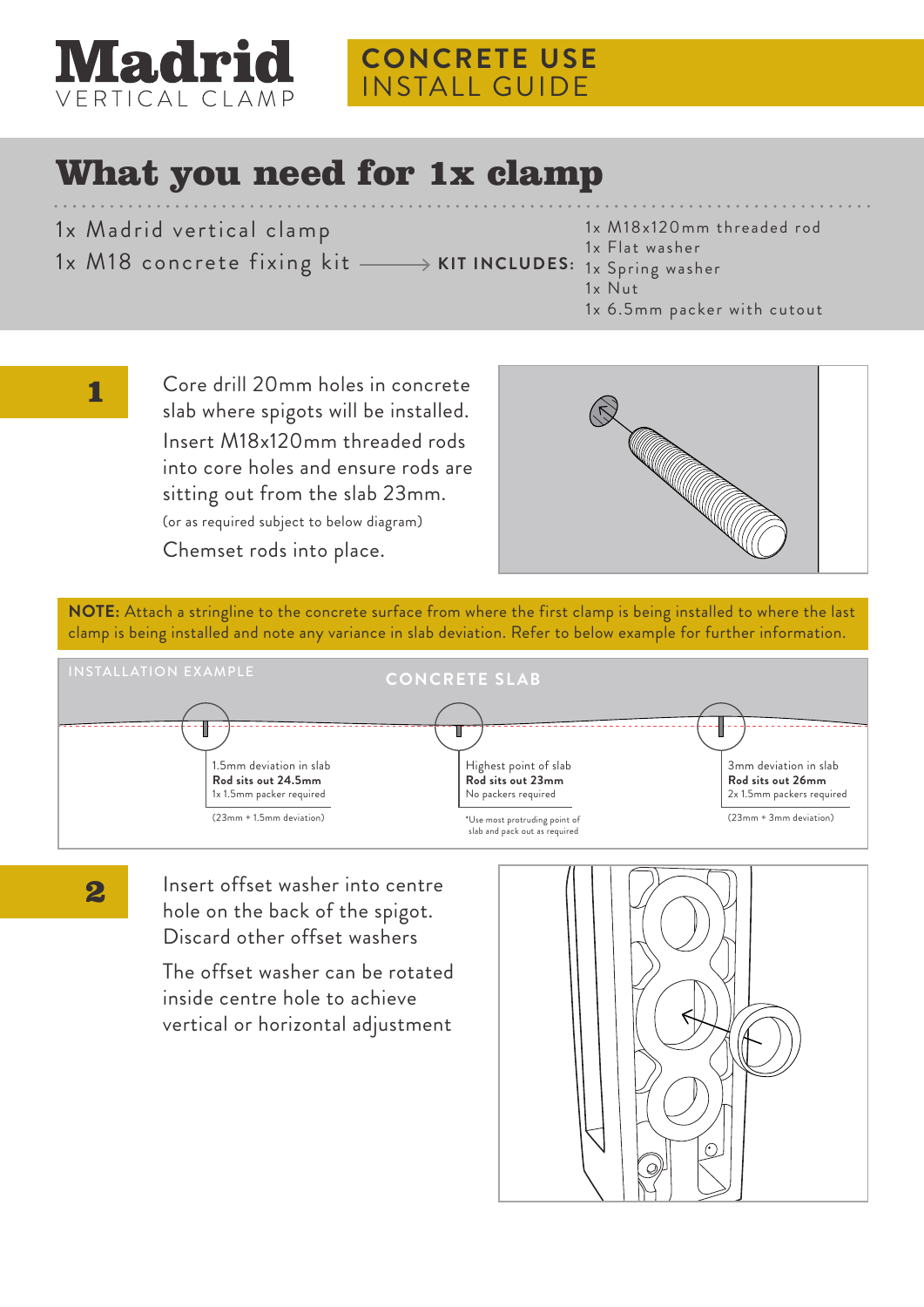# Madrid
VERTICAL CLAMP

**CONCRETE USE**
INSTALL GUIDE

## What you need for 1x clamp

1x Madrid vertical clamp

1x M18 concrete fixing kit → **KIT INCLUDES:**
- 1x M18x120mm threaded rod
- 1x Flat washer
- 1x Spring washer
- 1x Nut
- 1x 6.5mm packer with cutout

## 1

Core drill 20mm holes in concrete slab where spigots will be installed. Insert M18x120mm threaded rods into core holes and ensure rods are sitting out from the slab 23mm.

(or as required subject to below diagram)

Chemset rods into place.

**NOTE:** Attach a stringline to the concrete surface from where the first clamp is being installed to where the last clamp is being installed and note any variance in slab deviation. Refer to below example for further information.

INSTALLATION EXAMPLE

CONCRETE SLAB

| 1.5mm deviation in slab | Highest point of slab | 3mm deviation in slab |
|---|---|---|
| **Rod sits out 24.5mm** | **Rod sits out 23mm** | **Rod sits out 26mm** |
| 1x 1.5mm packer required | No packers required | 2x 1.5mm packers required |
| (23mm + 1.5mm deviation) | *Use most protruding point of slab and pack out as required | (23mm + 3mm deviation) |

## 2

Insert offset washer into centre hole on the back of the spigot. Discard other offset washers

The offset washer can be rotated inside centre hole to achieve vertical or horizontal adjustment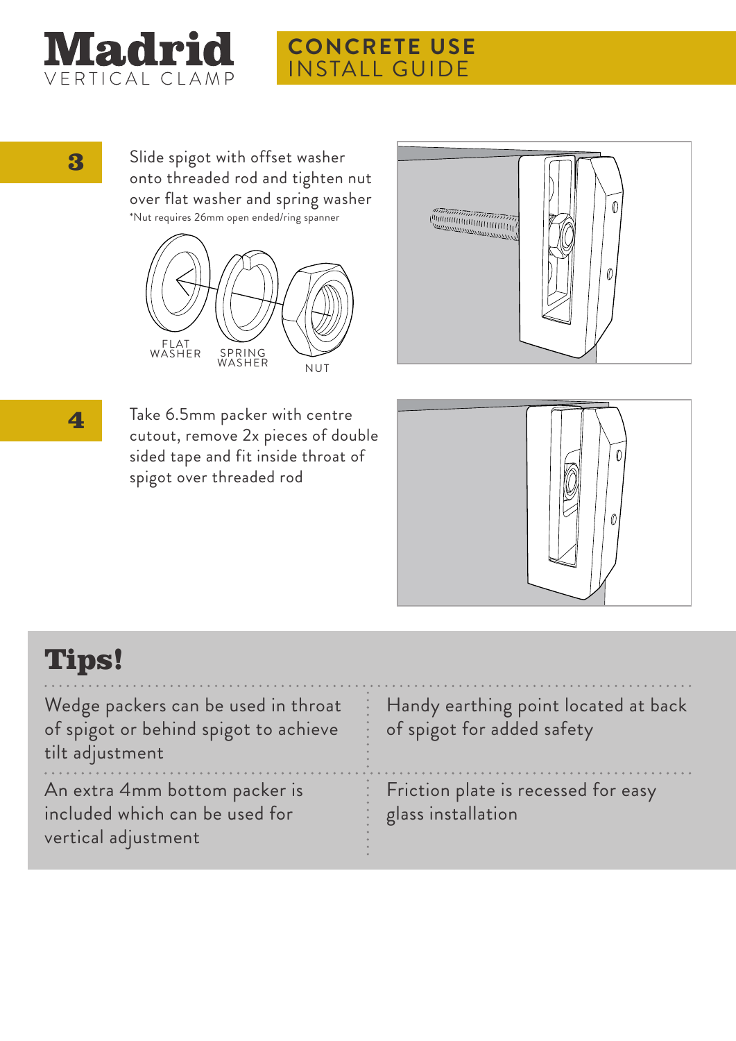# Madrid
VERTICAL CLAMP

## CONCRETE USE INSTALL GUIDE

**3**

Slide spigot with offset washer onto threaded rod and tighten nut over flat washer and spring washer

*Nut requires 26mm open ended/ring spanner

FLAT WASHER

SPRING WASHER

NUT

**4**

Take 6.5mm packer with centre cutout, remove 2x pieces of double sided tape and fit inside throat of spigot over threaded rod

## Tips!

- Wedge packers can be used in throat of spigot or behind spigot to achieve tilt adjustment
- Handy earthing point located at back of spigot for added safety
- An extra 4mm bottom packer is included which can be used for vertical adjustment
- Friction plate is recessed for easy glass installation